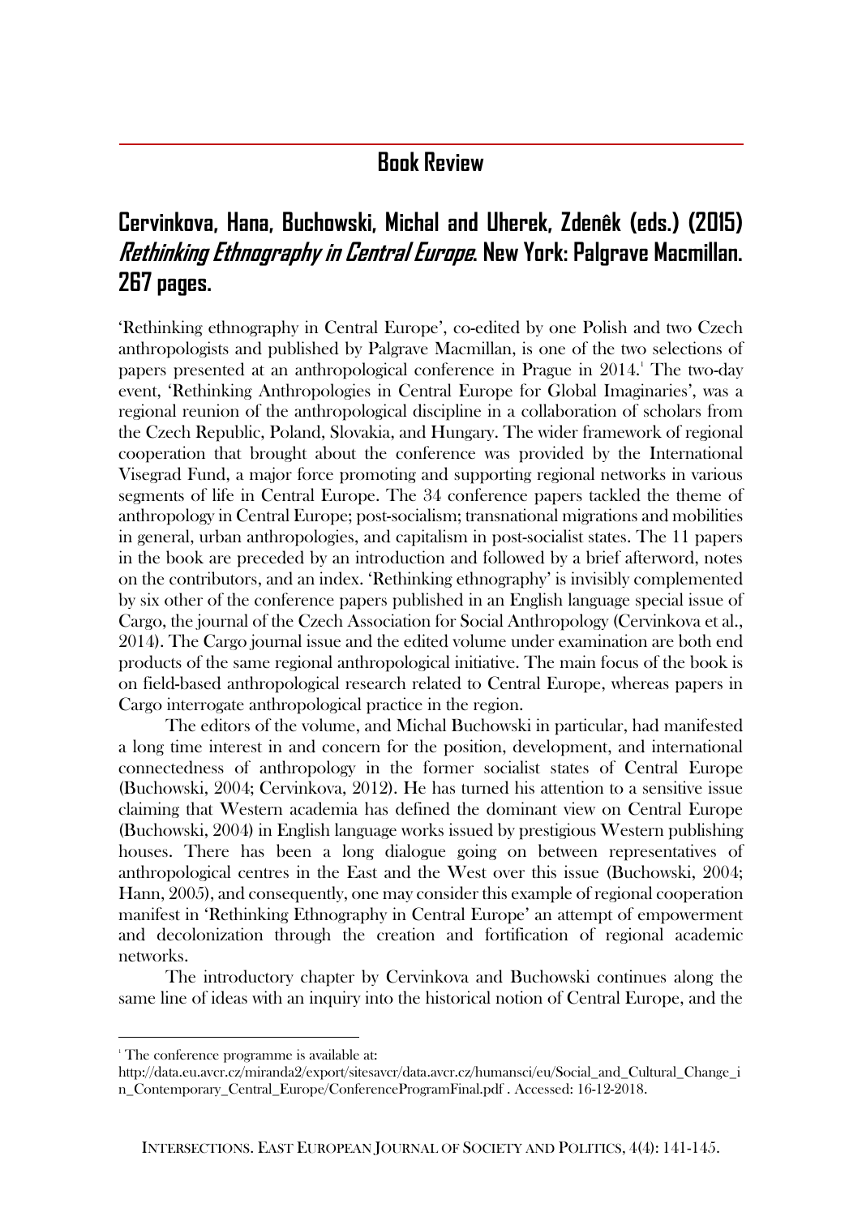## Book Review

## Cervinkova, Hana, Buchowski, Michal and Uherek, Zdenêk (eds.) (2015) *Rethinking Ethnography in Central Europe*. New York: Palgrave Macmillan. 267 pages.

'Rethinking ethnography in Central Europe', co-edited by one Polish and two Czech anthropologists and published by Palgrave Macmillan, is one of the two selections of papers presented at an anthropological conference in Prague in 2014.[1] The two-day event, 'Rethinking Anthropologies in Central Europe for Global Imaginaries', was a regional reunion of the anthropological discipline in a collaboration of scholars from the Czech Republic, Poland, Slovakia, and Hungary. The wider framework of regional cooperation that brought about the conference was provided by the International Visegrad Fund, a major force promoting and supporting regional networks in various segments of life in Central Europe. The 34 conference papers tackled the theme of anthropology in Central Europe; post-socialism; transnational migrations and mobilities in general, urban anthropologies, and capitalism in post-socialist states. The 11 papers in the book are preceded by an introduction and followed by a brief afterword, notes on the contributors, and an index. 'Rethinking ethnography' is invisibly complemented by six other of the conference papers published in an English language special issue of Cargo, the journal of the Czech Association for Social Anthropology (Cervinkova et al., 2014). The Cargo journal issue and the edited volume under examination are both end products of the same regional anthropological initiative. The main focus of the book is on field-based anthropological research related to Central Europe, whereas papers in Cargo interrogate anthropological practice in the region.

The editors of the volume, and Michal Buchowski in particular, had manifested a long time interest in and concern for the position, development, and international connectedness of anthropology in the former socialist states of Central Europe (Buchowski, 2004; Cervinkova, 2012). He has turned his attention to a sensitive issue claiming that Western academia has defined the dominant view on Central Europe (Buchowski, 2004) in English language works issued by prestigious Western publishing houses. There has been a long dialogue going on between representatives of anthropological centres in the East and the West over this issue (Buchowski, 2004; Hann, 2005), and consequently, one may consider this example of regional cooperation manifest in 'Rethinking Ethnography in Central Europe' an attempt of empowerment and decolonization through the creation and fortification of regional academic networks.

The introductory chapter by Cervinkova and Buchowski continues along the same line of ideas with an inquiry into the historical notion of Central Europe, and the

---

[1] The conference programme is available at: http://data.eu.avcr.cz/miranda2/export/sitesavcr/data.avcr.cz/humansci/eu/Social_and_Cultural_Change_in_Contemporary_Central_Europe/ConferenceProgramFinal.pdf . Accessed: 16-12-2018.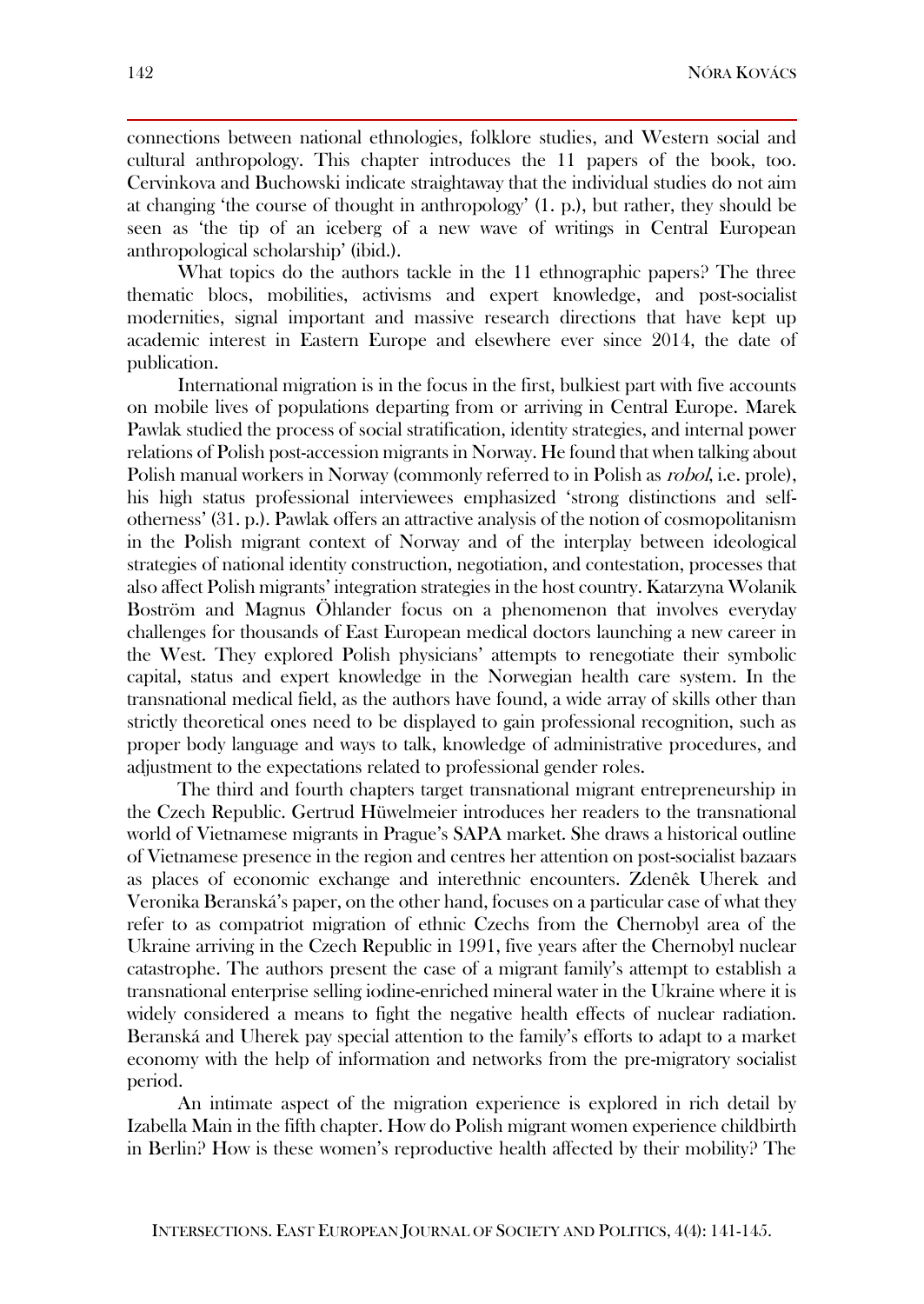connections between national ethnologies, folklore studies, and Western social and cultural anthropology. This chapter introduces the 11 papers of the book, too. Cervinkova and Buchowski indicate straightaway that the individual studies do not aim at changing 'the course of thought in anthropology' (1. p.), but rather, they should be seen as 'the tip of an iceberg of a new wave of writings in Central European anthropological scholarship' (ibid.).

What topics do the authors tackle in the 11 ethnographic papers? The three thematic blocs, mobilities, activisms and expert knowledge, and post-socialist modernities, signal important and massive research directions that have kept up academic interest in Eastern Europe and elsewhere ever since 2014, the date of publication.

International migration is in the focus in the first, bulkiest part with five accounts on mobile lives of populations departing from or arriving in Central Europe. Marek Pawlak studied the process of social stratification, identity strategies, and internal power relations of Polish post-accession migrants in Norway. He found that when talking about Polish manual workers in Norway (commonly referred to in Polish as *robol*, i.e. prole), his high status professional interviewees emphasized 'strong distinctions and self-otherness' (31. p.). Pawlak offers an attractive analysis of the notion of cosmopolitanism in the Polish migrant context of Norway and of the interplay between ideological strategies of national identity construction, negotiation, and contestation, processes that also affect Polish migrants' integration strategies in the host country. Katarzyna Wolanik Boström and Magnus Öhlander focus on a phenomenon that involves everyday challenges for thousands of East European medical doctors launching a new career in the West. They explored Polish physicians' attempts to renegotiate their symbolic capital, status and expert knowledge in the Norwegian health care system. In the transnational medical field, as the authors have found, a wide array of skills other than strictly theoretical ones need to be displayed to gain professional recognition, such as proper body language and ways to talk, knowledge of administrative procedures, and adjustment to the expectations related to professional gender roles.

The third and fourth chapters target transnational migrant entrepreneurship in the Czech Republic. Gertrud Hüwelmeier introduces her readers to the transnational world of Vietnamese migrants in Prague's SAPA market. She draws a historical outline of Vietnamese presence in the region and centres her attention on post-socialist bazaars as places of economic exchange and interethnic encounters. Zdenêk Uherek and Veronika Beranská's paper, on the other hand, focuses on a particular case of what they refer to as compatriot migration of ethnic Czechs from the Chernobyl area of the Ukraine arriving in the Czech Republic in 1991, five years after the Chernobyl nuclear catastrophe. The authors present the case of a migrant family's attempt to establish a transnational enterprise selling iodine-enriched mineral water in the Ukraine where it is widely considered a means to fight the negative health effects of nuclear radiation. Beranská and Uherek pay special attention to the family's efforts to adapt to a market economy with the help of information and networks from the pre-migratory socialist period.

An intimate aspect of the migration experience is explored in rich detail by Izabella Main in the fifth chapter. How do Polish migrant women experience childbirth in Berlin? How is these women's reproductive health affected by their mobility? The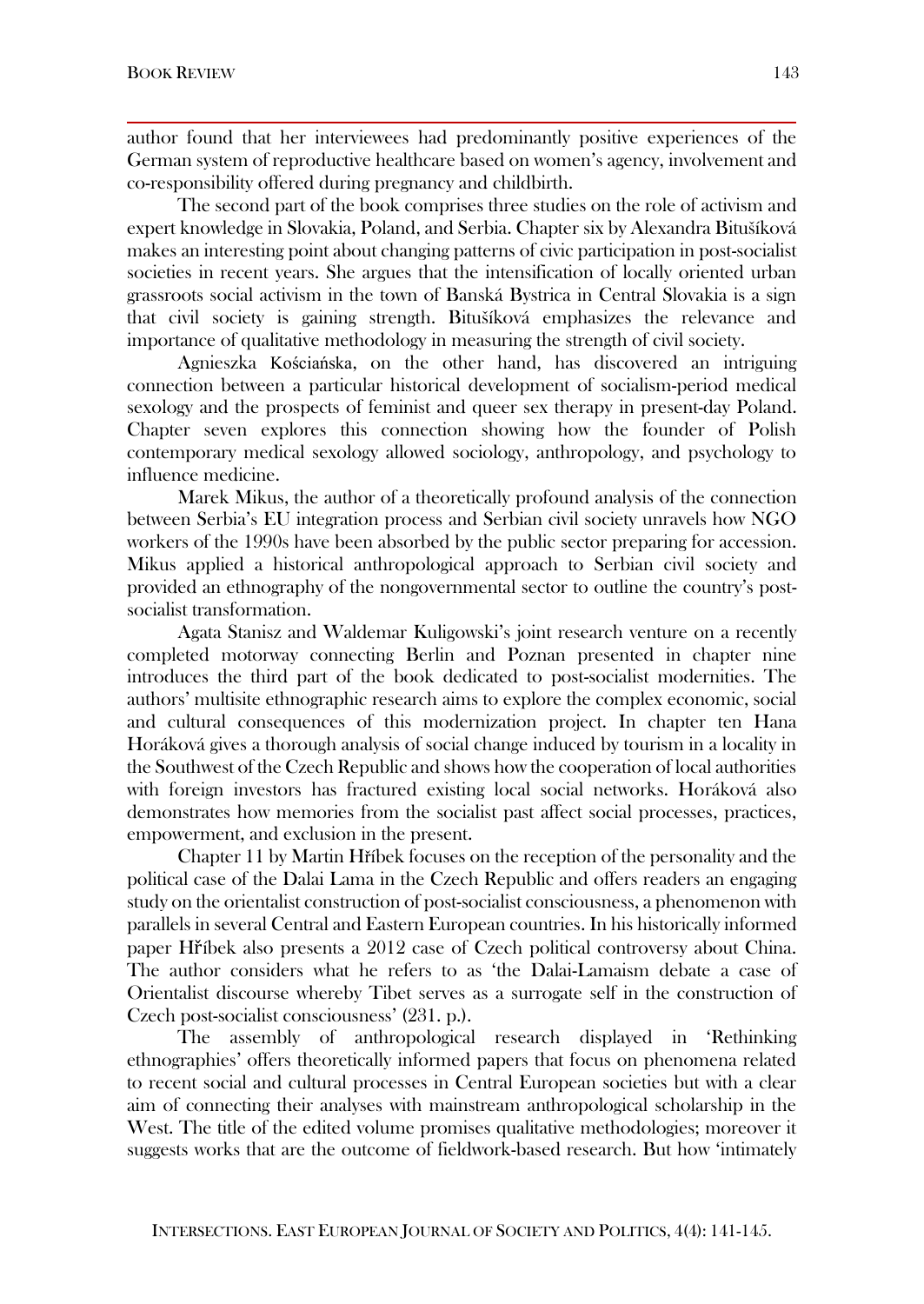author found that her interviewees had predominantly positive experiences of the German system of reproductive healthcare based on women's agency, involvement and co-responsibility offered during pregnancy and childbirth.

The second part of the book comprises three studies on the role of activism and expert knowledge in Slovakia, Poland, and Serbia. Chapter six by Alexandra Bitušíková makes an interesting point about changing patterns of civic participation in post-socialist societies in recent years. She argues that the intensification of locally oriented urban grassroots social activism in the town of Banská Bystrica in Central Slovakia is a sign that civil society is gaining strength. Bitušíková emphasizes the relevance and importance of qualitative methodology in measuring the strength of civil society.

Agnieszka Kościańska, on the other hand, has discovered an intriguing connection between a particular historical development of socialism-period medical sexology and the prospects of feminist and queer sex therapy in present-day Poland. Chapter seven explores this connection showing how the founder of Polish contemporary medical sexology allowed sociology, anthropology, and psychology to influence medicine.

Marek Mikus, the author of a theoretically profound analysis of the connection between Serbia's EU integration process and Serbian civil society unravels how NGO workers of the 1990s have been absorbed by the public sector preparing for accession. Mikus applied a historical anthropological approach to Serbian civil society and provided an ethnography of the nongovernmental sector to outline the country's post-socialist transformation.

Agata Stanisz and Waldemar Kuligowski's joint research venture on a recently completed motorway connecting Berlin and Poznan presented in chapter nine introduces the third part of the book dedicated to post-socialist modernities. The authors' multisite ethnographic research aims to explore the complex economic, social and cultural consequences of this modernization project. In chapter ten Hana Horáková gives a thorough analysis of social change induced by tourism in a locality in the Southwest of the Czech Republic and shows how the cooperation of local authorities with foreign investors has fractured existing local social networks. Horáková also demonstrates how memories from the socialist past affect social processes, practices, empowerment, and exclusion in the present.

Chapter 11 by Martin Hříbek focuses on the reception of the personality and the political case of the Dalai Lama in the Czech Republic and offers readers an engaging study on the orientalist construction of post-socialist consciousness, a phenomenon with parallels in several Central and Eastern European countries. In his historically informed paper Hříbek also presents a 2012 case of Czech political controversy about China. The author considers what he refers to as 'the Dalai-Lamaism debate a case of Orientalist discourse whereby Tibet serves as a surrogate self in the construction of Czech post-socialist consciousness' (231. p.).

The assembly of anthropological research displayed in 'Rethinking ethnographies' offers theoretically informed papers that focus on phenomena related to recent social and cultural processes in Central European societies but with a clear aim of connecting their analyses with mainstream anthropological scholarship in the West. The title of the edited volume promises qualitative methodologies; moreover it suggests works that are the outcome of fieldwork-based research. But how 'intimately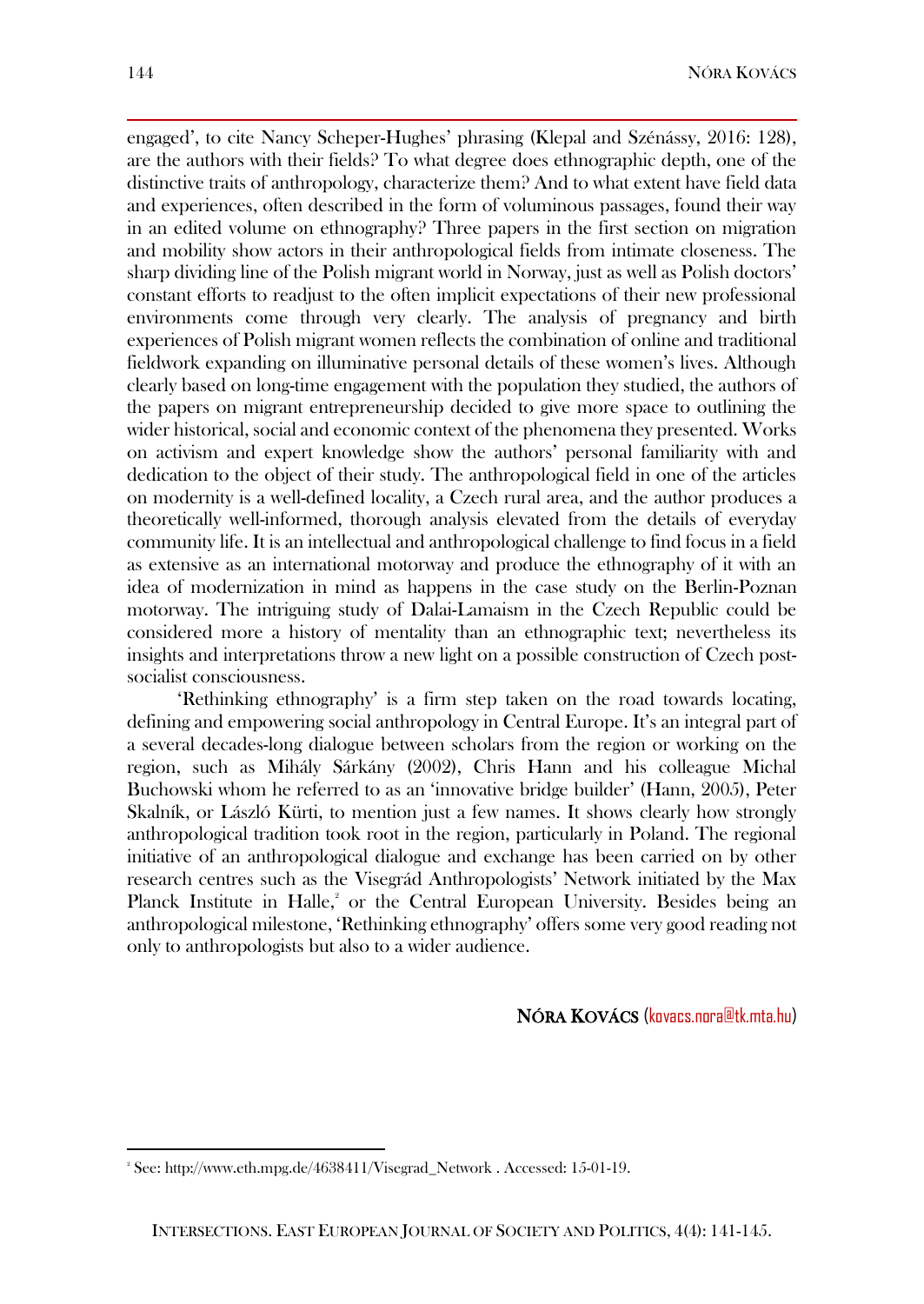engaged', to cite Nancy Scheper-Hughes' phrasing (Klepal and Szénássy, 2016: 128), are the authors with their fields? To what degree does ethnographic depth, one of the distinctive traits of anthropology, characterize them? And to what extent have field data and experiences, often described in the form of voluminous passages, found their way in an edited volume on ethnography? Three papers in the first section on migration and mobility show actors in their anthropological fields from intimate closeness. The sharp dividing line of the Polish migrant world in Norway, just as well as Polish doctors' constant efforts to readjust to the often implicit expectations of their new professional environments come through very clearly. The analysis of pregnancy and birth experiences of Polish migrant women reflects the combination of online and traditional fieldwork expanding on illuminative personal details of these women's lives. Although clearly based on long-time engagement with the population they studied, the authors of the papers on migrant entrepreneurship decided to give more space to outlining the wider historical, social and economic context of the phenomena they presented. Works on activism and expert knowledge show the authors' personal familiarity with and dedication to the object of their study. The anthropological field in one of the articles on modernity is a well-defined locality, a Czech rural area, and the author produces a theoretically well-informed, thorough analysis elevated from the details of everyday community life. It is an intellectual and anthropological challenge to find focus in a field as extensive as an international motorway and produce the ethnography of it with an idea of modernization in mind as happens in the case study on the Berlin-Poznan motorway. The intriguing study of Dalai-Lamaism in the Czech Republic could be considered more a history of mentality than an ethnographic text; nevertheless its insights and interpretations throw a new light on a possible construction of Czech post-socialist consciousness.

'Rethinking ethnography' is a firm step taken on the road towards locating, defining and empowering social anthropology in Central Europe. It's an integral part of a several decades-long dialogue between scholars from the region or working on the region, such as Mihály Sárkány (2002), Chris Hann and his colleague Michal Buchowski whom he referred to as an 'innovative bridge builder' (Hann, 2005), Peter Skalník, or László Kürti, to mention just a few names. It shows clearly how strongly anthropological tradition took root in the region, particularly in Poland. The regional initiative of an anthropological dialogue and exchange has been carried on by other research centres such as the Visegrád Anthropologists' Network initiated by the Max Planck Institute in Halle,[2] or the Central European University. Besides being an anthropological milestone, 'Rethinking ethnography' offers some very good reading not only to anthropologists but also to a wider audience.

**NÓRA KOVÁCS** (kovacs.nora@tk.mta.hu)

---

[2] See: http://www.eth.mpg.de/4638411/Visegrad_Network . Accessed: 15-01-19.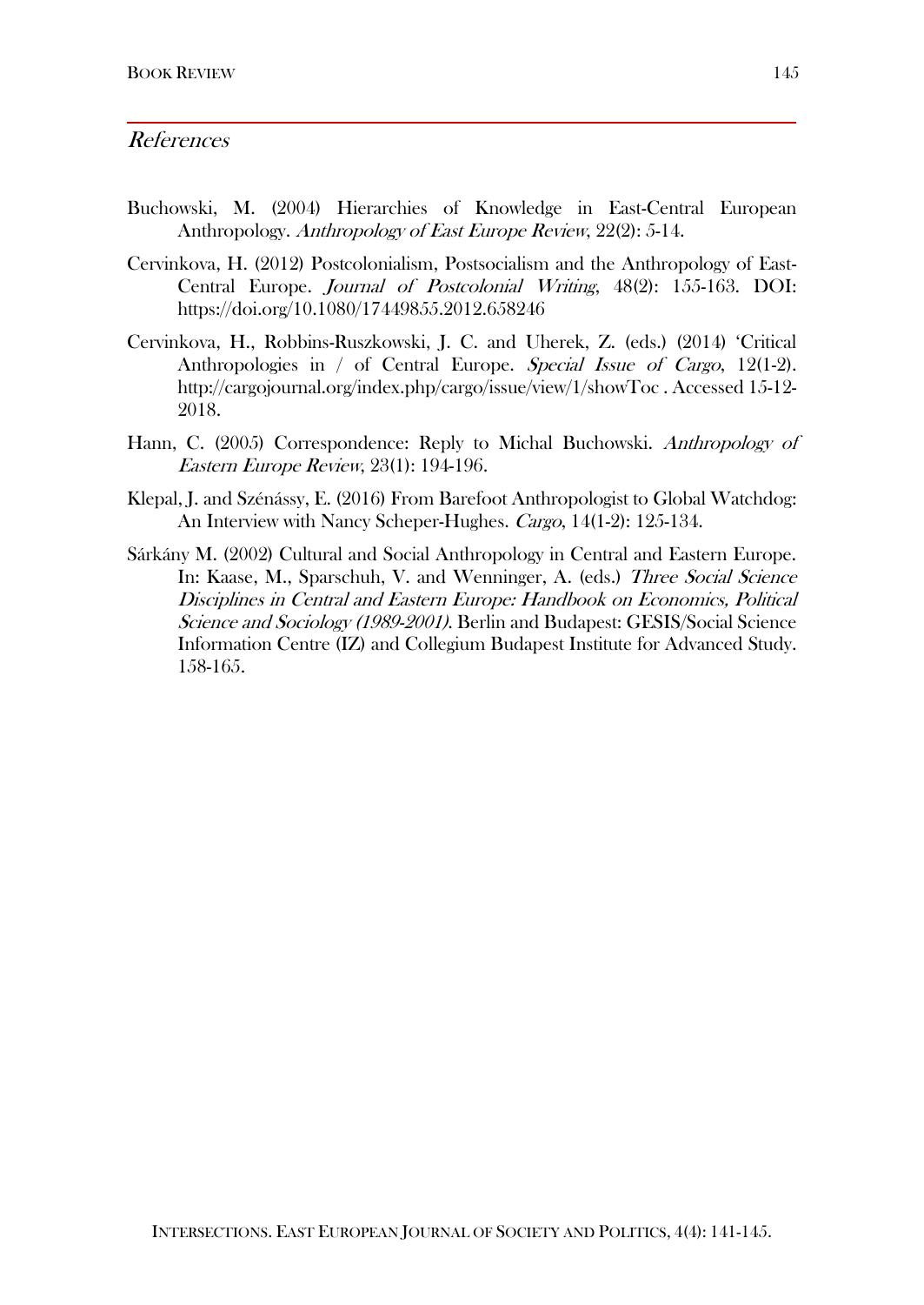## *References*

Buchowski, M. (2004) Hierarchies of Knowledge in East-Central European Anthropology. *Anthropology of East Europe Review*, 22(2): 5-14.

Cervinkova, H. (2012) Postcolonialism, Postsocialism and the Anthropology of East-Central Europe. *Journal of Postcolonial Writing*, 48(2): 155-163. DOI: https://doi.org/10.1080/17449855.2012.658246

Cervinkova, H., Robbins-Ruszkowski, J. C. and Uherek, Z. (eds.) (2014) 'Critical Anthropologies in / of Central Europe. *Special Issue of Cargo*, 12(1-2). http://cargojournal.org/index.php/cargo/issue/view/1/showToc . Accessed 15-12-2018.

Hann, C. (2005) Correspondence: Reply to Michal Buchowski. *Anthropology of Eastern Europe Review*, 23(1): 194-196.

Klepal, J. and Szénássy, E. (2016) From Barefoot Anthropologist to Global Watchdog: An Interview with Nancy Scheper-Hughes. *Cargo*, 14(1-2): 125-134.

Sárkány M. (2002) Cultural and Social Anthropology in Central and Eastern Europe. In: Kaase, M., Sparschuh, V. and Wenninger, A. (eds.) *Three Social Science Disciplines in Central and Eastern Europe: Handbook on Economics, Political Science and Sociology (1989-2001)*. Berlin and Budapest: GESIS/Social Science Information Centre (IZ) and Collegium Budapest Institute for Advanced Study. 158-165.